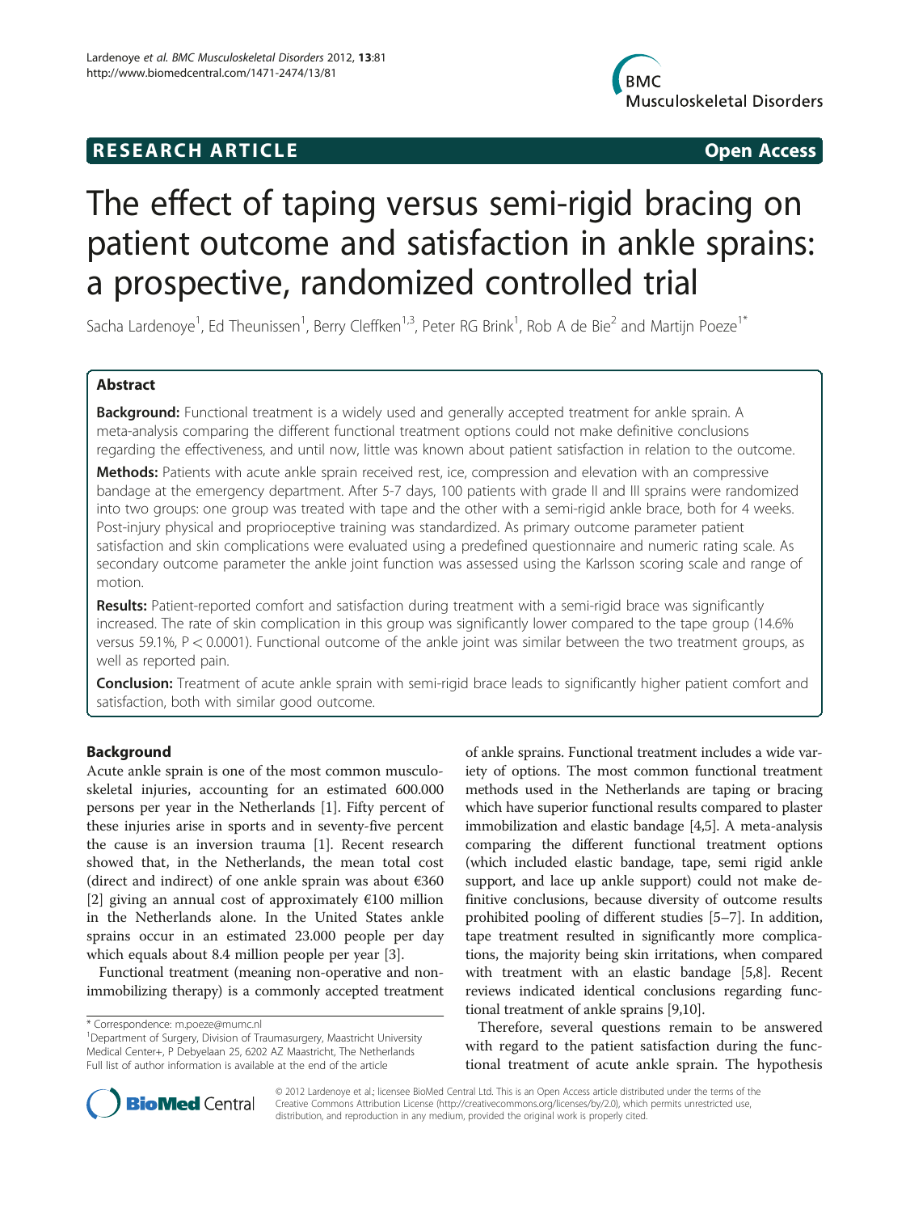RESEARCH ARTICLE **Open Access**

# The effect of taping versus semi-rigid bracing on patient outcome and satisfaction in ankle sprains: a prospective, randomized controlled trial

Sacha Lardenoye[1], Ed Theunissen[1], Berry Cleffken[1,3], Peter RG Brink[1], Rob A de Bie[2] and Martijn Poeze[1*]

## Abstract

**Background:** Functional treatment is a widely used and generally accepted treatment for ankle sprain. A meta-analysis comparing the different functional treatment options could not make definitive conclusions regarding the effectiveness, and until now, little was known about patient satisfaction in relation to the outcome.

**Methods:** Patients with acute ankle sprain received rest, ice, compression and elevation with an compressive bandage at the emergency department. After 5-7 days, 100 patients with grade II and III sprains were randomized into two groups: one group was treated with tape and the other with a semi-rigid ankle brace, both for 4 weeks. Post-injury physical and proprioceptive training was standardized. As primary outcome parameter patient satisfaction and skin complications were evaluated using a predefined questionnaire and numeric rating scale. As secondary outcome parameter the ankle joint function was assessed using the Karlsson scoring scale and range of motion.

**Results:** Patient-reported comfort and satisfaction during treatment with a semi-rigid brace was significantly increased. The rate of skin complication in this group was significantly lower compared to the tape group (14.6% versus 59.1%, $P < 0.0001$). Functional outcome of the ankle joint was similar between the two treatment groups, as well as reported pain.

**Conclusion:** Treatment of acute ankle sprain with semi-rigid brace leads to significantly higher patient comfort and satisfaction, both with similar good outcome.

## Background

Acute ankle sprain is one of the most common musculoskeletal injuries, accounting for an estimated 600.000 persons per year in the Netherlands [1]. Fifty percent of these injuries arise in sports and in seventy-five percent the cause is an inversion trauma [1]. Recent research showed that, in the Netherlands, the mean total cost (direct and indirect) of one ankle sprain was about €360 [2] giving an annual cost of approximately €100 million in the Netherlands alone. In the United States ankle sprains occur in an estimated 23.000 people per day which equals about 8.4 million people per year [3].

Functional treatment (meaning non-operative and non-immobilizing therapy) is a commonly accepted treatment of ankle sprains. Functional treatment includes a wide variety of options. The most common functional treatment methods used in the Netherlands are taping or bracing which have superior functional results compared to plaster immobilization and elastic bandage [4,5]. A meta-analysis comparing the different functional treatment options (which included elastic bandage, tape, semi rigid ankle support, and lace up ankle support) could not make definitive conclusions, because diversity of outcome results prohibited pooling of different studies [5–7]. In addition, tape treatment resulted in significantly more complications, the majority being skin irritations, when compared with treatment with an elastic bandage [5,8]. Recent reviews indicated identical conclusions regarding functional treatment of ankle sprains [9,10].

Therefore, several questions remain to be answered with regard to the patient satisfaction during the functional treatment of acute ankle sprain. The hypothesis

\* Correspondence: m.poeze@mumc.nl
[1]Department of Surgery, Division of Traumasurgery, Maastricht University Medical Center+, P Debyelaan 25, 6202 AZ Maastricht, The Netherlands
Full list of author information is available at the end of the article

© 2012 Lardenoye et al.; licensee BioMed Central Ltd. This is an Open Access article distributed under the terms of the Creative Commons Attribution License (http://creativecommons.org/licenses/by/2.0), which permits unrestricted use, distribution, and reproduction in any medium, provided the original work is properly cited.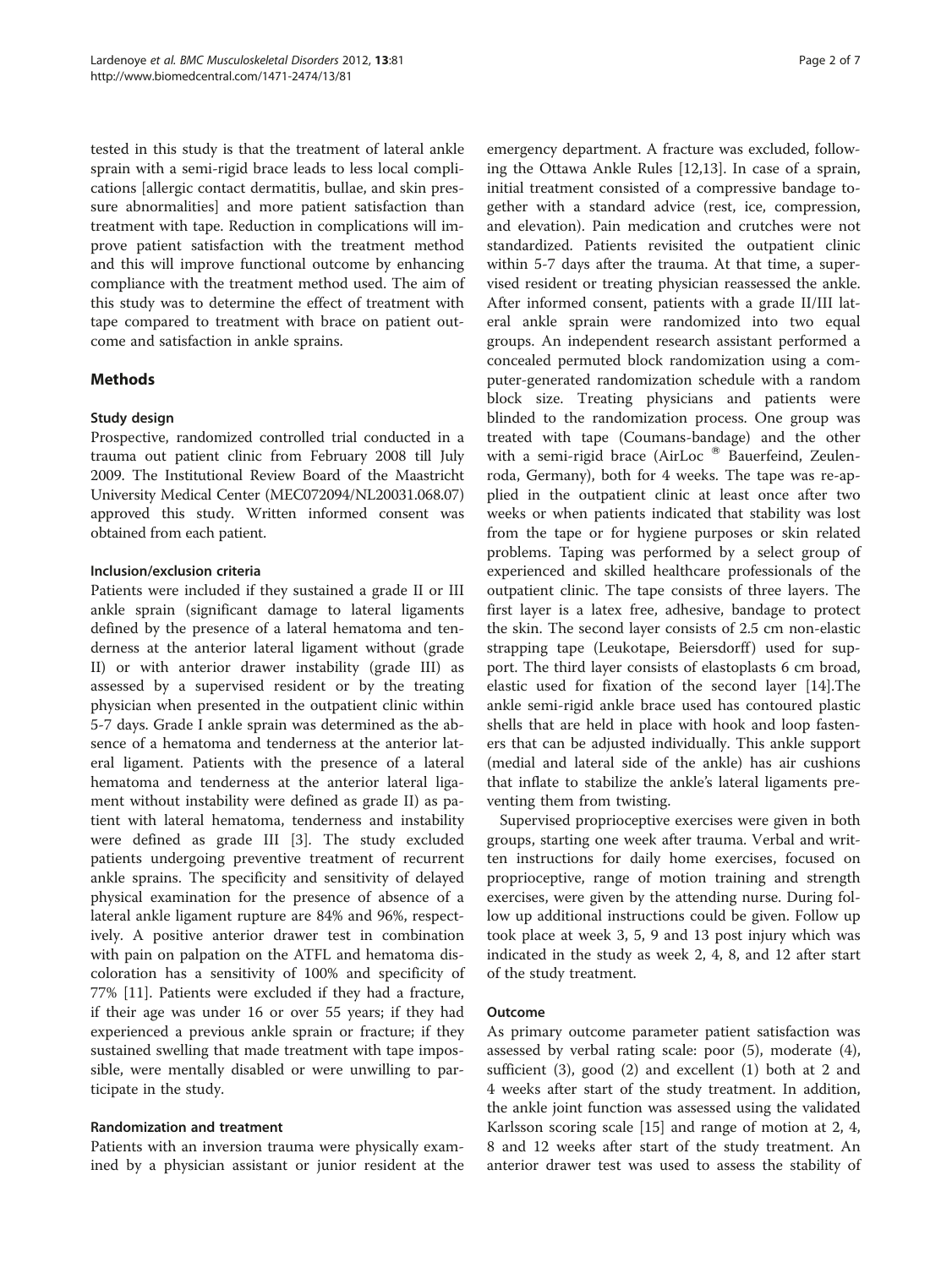tested in this study is that the treatment of lateral ankle sprain with a semi-rigid brace leads to less local complications [allergic contact dermatitis, bullae, and skin pressure abnormalities] and more patient satisfaction than treatment with tape. Reduction in complications will improve patient satisfaction with the treatment method and this will improve functional outcome by enhancing compliance with the treatment method used. The aim of this study was to determine the effect of treatment with tape compared to treatment with brace on patient outcome and satisfaction in ankle sprains.

## Methods

### Study design

Prospective, randomized controlled trial conducted in a trauma out patient clinic from February 2008 till July 2009. The Institutional Review Board of the Maastricht University Medical Center (MEC072094/NL20031.068.07) approved this study. Written informed consent was obtained from each patient.

### Inclusion/exclusion criteria

Patients were included if they sustained a grade II or III ankle sprain (significant damage to lateral ligaments defined by the presence of a lateral hematoma and tenderness at the anterior lateral ligament without (grade II) or with anterior drawer instability (grade III) as assessed by a supervised resident or by the treating physician when presented in the outpatient clinic within 5-7 days. Grade I ankle sprain was determined as the absence of a hematoma and tenderness at the anterior lateral ligament. Patients with the presence of a lateral hematoma and tenderness at the anterior lateral ligament without instability were defined as grade II) as patient with lateral hematoma, tenderness and instability were defined as grade III [3]. The study excluded patients undergoing preventive treatment of recurrent ankle sprains. The specificity and sensitivity of delayed physical examination for the presence of absence of a lateral ankle ligament rupture are 84% and 96%, respectively. A positive anterior drawer test in combination with pain on palpation on the ATFL and hematoma discoloration has a sensitivity of 100% and specificity of 77% [11]. Patients were excluded if they had a fracture, if their age was under 16 or over 55 years; if they had experienced a previous ankle sprain or fracture; if they sustained swelling that made treatment with tape impossible, were mentally disabled or were unwilling to participate in the study.

### Randomization and treatment

Patients with an inversion trauma were physically examined by a physician assistant or junior resident at the emergency department. A fracture was excluded, following the Ottawa Ankle Rules [12,13]. In case of a sprain, initial treatment consisted of a compressive bandage together with a standard advice (rest, ice, compression, and elevation). Pain medication and crutches were not standardized. Patients revisited the outpatient clinic within 5-7 days after the trauma. At that time, a supervised resident or treating physician reassessed the ankle. After informed consent, patients with a grade II/III lateral ankle sprain were randomized into two equal groups. An independent research assistant performed a concealed permuted block randomization using a computer-generated randomization schedule with a random block size. Treating physicians and patients were blinded to the randomization process. One group was treated with tape (Coumans-bandage) and the other with a semi-rigid brace (AirLoc ® Bauerfeind, Zeulenroda, Germany), both for 4 weeks. The tape was re-applied in the outpatient clinic at least once after two weeks or when patients indicated that stability was lost from the tape or for hygiene purposes or skin related problems. Taping was performed by a select group of experienced and skilled healthcare professionals of the outpatient clinic. The tape consists of three layers. The first layer is a latex free, adhesive, bandage to protect the skin. The second layer consists of 2.5 cm non-elastic strapping tape (Leukotape, Beiersdorff) used for support. The third layer consists of elastoplasts 6 cm broad, elastic used for fixation of the second layer [14].The ankle semi-rigid ankle brace used has contoured plastic shells that are held in place with hook and loop fasteners that can be adjusted individually. This ankle support (medial and lateral side of the ankle) has air cushions that inflate to stabilize the ankle's lateral ligaments preventing them from twisting.

Supervised proprioceptive exercises were given in both groups, starting one week after trauma. Verbal and written instructions for daily home exercises, focused on proprioceptive, range of motion training and strength exercises, were given by the attending nurse. During follow up additional instructions could be given. Follow up took place at week 3, 5, 9 and 13 post injury which was indicated in the study as week 2, 4, 8, and 12 after start of the study treatment.

### Outcome

As primary outcome parameter patient satisfaction was assessed by verbal rating scale: poor (5), moderate (4), sufficient (3), good (2) and excellent (1) both at 2 and 4 weeks after start of the study treatment. In addition, the ankle joint function was assessed using the validated Karlsson scoring scale [15] and range of motion at 2, 4, 8 and 12 weeks after start of the study treatment. An anterior drawer test was used to assess the stability of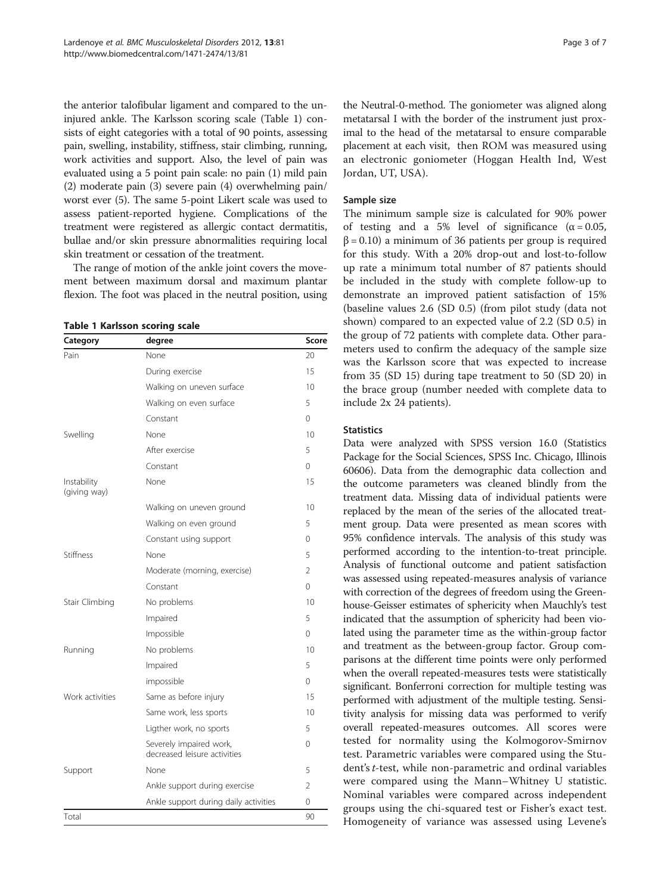the anterior talofibular ligament and compared to the uninjured ankle. The Karlsson scoring scale (Table 1) consists of eight categories with a total of 90 points, assessing pain, swelling, instability, stiffness, stair climbing, running, work activities and support. Also, the level of pain was evaluated using a 5 point pain scale: no pain (1) mild pain (2) moderate pain (3) severe pain (4) overwhelming pain/ worst ever (5). The same 5-point Likert scale was used to assess patient-reported hygiene. Complications of the treatment were registered as allergic contact dermatitis, bullae and/or skin pressure abnormalities requiring local skin treatment or cessation of the treatment.

The range of motion of the ankle joint covers the movement between maximum dorsal and maximum plantar flexion. The foot was placed in the neutral position, using the Neutral-0-method. The goniometer was aligned along metatarsal I with the border of the instrument just proximal to the head of the metatarsal to ensure comparable placement at each visit, then ROM was measured using an electronic goniometer (Hoggan Health Ind, West Jordan, UT, USA).

**Table 1 Karlsson scoring scale**

| Category | degree | Score |
|---|---|---|
| Pain | None | 20 |
| | During exercise | 15 |
| | Walking on uneven surface | 10 |
| | Walking on even surface | 5 |
| | Constant | 0 |
| Swelling | None | 10 |
| | After exercise | 5 |
| | Constant | 0 |
| Instability (giving way) | None | 15 |
| | Walking on uneven ground | 10 |
| | Walking on even ground | 5 |
| | Constant using support | 0 |
| Stiffness | None | 5 |
| | Moderate (morning, exercise) | 2 |
| | Constant | 0 |
| Stair Climbing | No problems | 10 |
| | Impaired | 5 |
| | Impossible | 0 |
| Running | No problems | 10 |
| | Impaired | 5 |
| | impossible | 0 |
| Work activities | Same as before injury | 15 |
| | Same work, less sports | 10 |
| | Ligther work, no sports | 5 |
| | Severely impaired work, decreased leisure activities | 0 |
| Support | None | 5 |
| | Ankle support during exercise | 2 |
| | Ankle support during daily activities | 0 |
| Total | | 90 |

### Sample size

The minimum sample size is calculated for 90% power of testing and a 5% level of significance ($\alpha = 0.05$, $\beta = 0.10$) a minimum of 36 patients per group is required for this study. With a 20% drop-out and lost-to-follow up rate a minimum total number of 87 patients should be included in the study with complete follow-up to demonstrate an improved patient satisfaction of 15% (baseline values 2.6 (SD 0.5) (from pilot study (data not shown) compared to an expected value of 2.2 (SD 0.5) in the group of 72 patients with complete data. Other parameters used to confirm the adequacy of the sample size was the Karlsson score that was expected to increase from 35 (SD 15) during tape treatment to 50 (SD 20) in the brace group (number needed with complete data to include 2x 24 patients).

### Statistics

Data were analyzed with SPSS version 16.0 (Statistics Package for the Social Sciences, SPSS Inc. Chicago, Illinois 60606). Data from the demographic data collection and the outcome parameters was cleaned blindly from the treatment data. Missing data of individual patients were replaced by the mean of the series of the allocated treatment group. Data were presented as mean scores with 95% confidence intervals. The analysis of this study was performed according to the intention-to-treat principle. Analysis of functional outcome and patient satisfaction was assessed using repeated-measures analysis of variance with correction of the degrees of freedom using the Greenhouse-Geisser estimates of sphericity when Mauchly's test indicated that the assumption of sphericity had been violated using the parameter time as the within-group factor and treatment as the between-group factor. Group comparisons at the different time points were only performed when the overall repeated-measures tests were statistically significant. Bonferroni correction for multiple testing was performed with adjustment of the multiple testing. Sensitivity analysis for missing data was performed to verify overall repeated-measures outcomes. All scores were tested for normality using the Kolmogorov-Smirnov test. Parametric variables were compared using the Student's *t*-test, while non-parametric and ordinal variables were compared using the Mann–Whitney U statistic. Nominal variables were compared across independent groups using the chi-squared test or Fisher's exact test. Homogeneity of variance was assessed using Levene's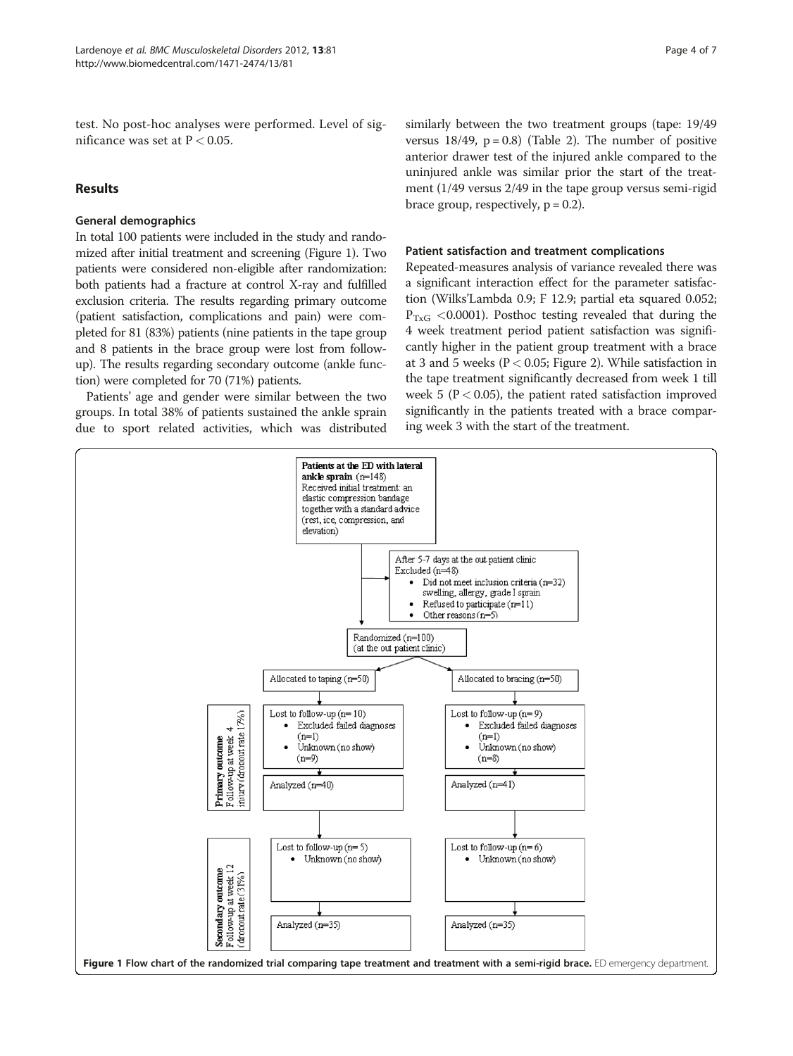test. No post-hoc analyses were performed. Level of significance was set at $P < 0.05$.

## Results

### General demographics

In total 100 patients were included in the study and randomized after initial treatment and screening (Figure 1). Two patients were considered non-eligible after randomization: both patients had a fracture at control X-ray and fulfilled exclusion criteria. The results regarding primary outcome (patient satisfaction, complications and pain) were completed for 81 (83%) patients (nine patients in the tape group and 8 patients in the brace group were lost from follow-up). The results regarding secondary outcome (ankle function) were completed for 70 (71%) patients.

Patients' age and gender were similar between the two groups. In total 38% of patients sustained the ankle sprain due to sport related activities, which was distributed similarly between the two treatment groups (tape: 19/49 versus 18/49, $p = 0.8$) (Table 2). The number of positive anterior drawer test of the injured ankle compared to the uninjured ankle was similar prior the start of the treatment (1/49 versus 2/49 in the tape group versus semi-rigid brace group, respectively, $p = 0.2$).

### Patient satisfaction and treatment complications

Repeated-measures analysis of variance revealed there was a significant interaction effect for the parameter satisfaction (Wilks'Lambda 0.9; F 12.9; partial eta squared 0.052; $P_{TxG} < 0.0001$). Posthoc testing revealed that during the 4 week treatment period patient satisfaction was significantly higher in the patient group treatment with a brace at 3 and 5 weeks ($P < 0.05$; Figure 2). While satisfaction in the tape treatment significantly decreased from week 1 till week 5 ($P < 0.05$), the patient rated satisfaction improved significantly in the patients treated with a brace comparing week 3 with the start of the treatment.

**Patients at the ED with lateral ankle sprain** (n=148)
Received initial treatment: an elastic compression bandage together with a standard advice (rest, ice, compression, and elevation)

After 5-7 days at the out patient clinic
Excluded (n=48)
- Did not meet inclusion criteria (n=32) swelling, allergy, grade I sprain
- Refused to participate (n=11)
- Other reasons (n=5)

Randomized (n=100)
(at the out patient clinic)

Allocated to taping (n=50) | Allocated to bracing (n=50)

**Primary outcome** Follow-up at week 4 injury (dropout rate 17%)

Lost to follow-up (n= 10)
- Excluded failed diagnoses (n=1)
- Unknown (no show) (n=9)

Analyzed (n=40)

Lost to follow-up (n= 9)
- Excluded failed diagnoses (n=1)
- Unknown (no show) (n=8)

Analyzed (n=41)

**Secondary outcome** Follow-up at week 12 (dropout rate (31%)

Lost to follow-up (n= 5)
- Unknown (no show)

Analyzed (n=35)

Lost to follow-up (n= 6)
- Unknown (no show)

Analyzed (n=35)

**Figure 1 Flow chart of the randomized trial comparing tape treatment and treatment with a semi-rigid brace.** ED emergency department.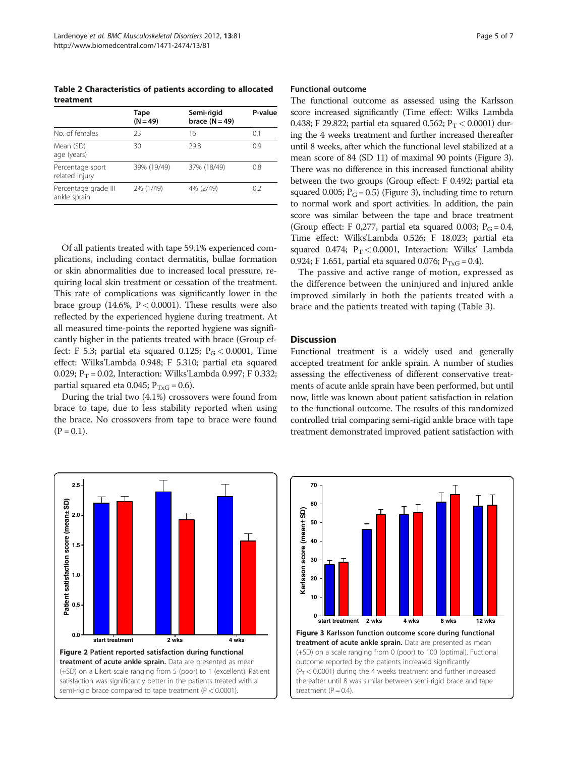**Table 2 Characteristics of patients according to allocated treatment**

| | Tape (N = 49) | Semi-rigid brace (N = 49) | P-value |
|---|---|---|---|
| No. of females | 23 | 16 | 0.1 |
| Mean (SD) age (years) | 30 | 29.8 | 0.9 |
| Percentage sport related injury | 39% (19/49) | 37% (18/49) | 0.8 |
| Percentage grade III ankle sprain | 2% (1/49) | 4% (2/49) | 0.2 |

Of all patients treated with tape 59.1% experienced complications, including contact dermatitis, bullae formation or skin abnormalities due to increased local pressure, requiring local skin treatment or cessation of the treatment. This rate of complications was significantly lower in the brace group (14.6%, $P < 0.0001$). These results were also reflected by the experienced hygiene during treatment. At all measured time-points the reported hygiene was significantly higher in the patients treated with brace (Group effect: F 5.3; partial eta squared 0.125; $P_G < 0.0001$, Time effect: Wilks'Lambda 0.948; F 5.310; partial eta squared 0.029; $P_T = 0.02$, Interaction: Wilks'Lambda 0.997; F 0.332; partial squared eta 0.045; $P_{TxG} = 0.6$).

During the trial two (4.1%) crossovers were found from brace to tape, due to less stability reported when using the brace. No crossovers from tape to brace were found ($P = 0.1$).

### Functional outcome

The functional outcome as assessed using the Karlsson score increased significantly (Time effect: Wilks Lambda 0.438; F 29.822; partial eta squared 0.562; $P_T < 0.0001$) during the 4 weeks treatment and further increased thereafter until 8 weeks, after which the functional level stabilized at a mean score of 84 (SD 11) of maximal 90 points (Figure 3). There was no difference in this increased functional ability between the two groups (Group effect: F 0.492; partial eta squared 0.005; $P_G = 0.5$) (Figure 3), including time to return to normal work and sport activities. In addition, the pain score was similar between the tape and brace treatment (Group effect: F 0,277, partial eta squared 0.003; $P_G = 0.4$, Time effect: Wilks'Lambda 0.526; F 18.023; partial eta squared 0.474; $P_T < 0.0001$, Interaction: Wilks' Lambda 0.924; F 1.651, partial eta squared 0.076; $P_{TxG} = 0.4$).

The passive and active range of motion, expressed as the difference between the uninjured and injured ankle improved similarly in both the patients treated with a brace and the patients treated with taping (Table 3).

## Discussion

Functional treatment is a widely used and generally accepted treatment for ankle sprain. A number of studies assessing the effectiveness of different conservative treatments of acute ankle sprain have been performed, but until now, little was known about patient satisfaction in relation to the functional outcome. The results of this randomized controlled trial comparing semi-rigid ankle brace with tape treatment demonstrated improved patient satisfaction with

**Figure 2 Patient reported satisfaction during functional treatment of acute ankle sprain.** Data are presented as mean (+SD) on a Likert scale ranging from 5 (poor) to 1 (excellent). Patient satisfaction was significantly better in the patients treated with a semi-rigid brace compared to tape treatment ($P < 0.0001$).

**Figure 3 Karlsson function outcome score during functional treatment of acute ankle sprain.** Data are presented as mean (+SD) on a scale ranging from 0 (poor) to 100 (optimal). Fuctional outcome reported by the patients increased significantly ($P_T < 0.0001$) during the 4 weeks treatment and further increased thereafter until 8 was similar between semi-rigid brace and tape treatment ($P = 0.4$).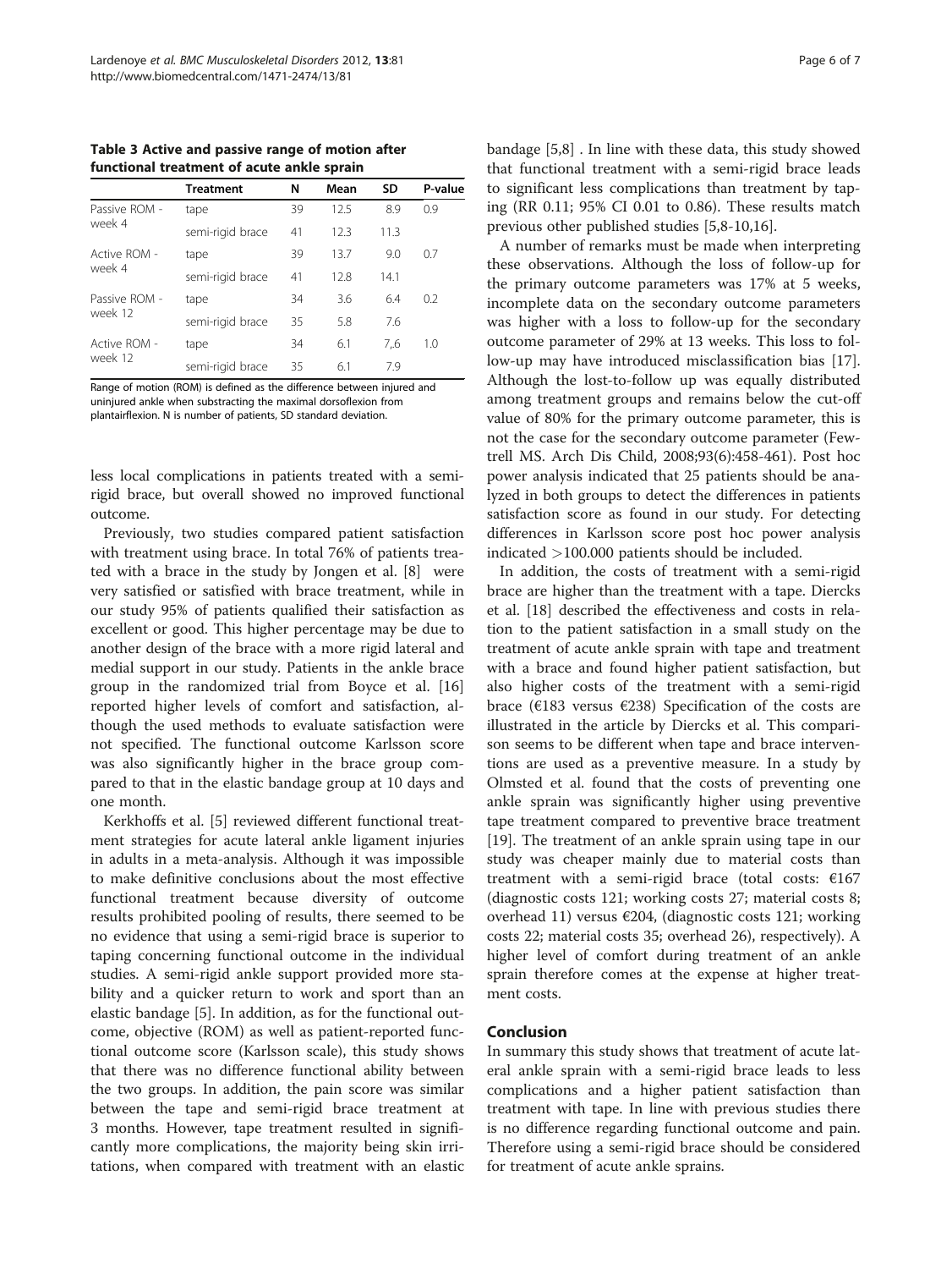**Table 3 Active and passive range of motion after functional treatment of acute ankle sprain**

| | Treatment | N | Mean | SD | P-value |
|---|---|---|---|---|---|
| Passive ROM - week 4 | tape | 39 | 12.5 | 8.9 | 0.9 |
| | semi-rigid brace | 41 | 12.3 | 11.3 | |
| Active ROM - week 4 | tape | 39 | 13.7 | 9.0 | 0.7 |
| | semi-rigid brace | 41 | 12.8 | 14.1 | |
| Passive ROM - week 12 | tape | 34 | 3.6 | 6.4 | 0.2 |
| | semi-rigid brace | 35 | 5.8 | 7.6 | |
| Active ROM - week 12 | tape | 34 | 6.1 | 7,6 | 1.0 |
| | semi-rigid brace | 35 | 6.1 | 7.9 | |

Range of motion (ROM) is defined as the difference between injured and uninjured ankle when substracting the maximal dorsoflexion from plantairflexion. N is number of patients, SD standard deviation.

less local complications in patients treated with a semi-rigid brace, but overall showed no improved functional outcome.

Previously, two studies compared patient satisfaction with treatment using brace. In total 76% of patients treated with a brace in the study by Jongen et al. [8] were very satisfied or satisfied with brace treatment, while in our study 95% of patients qualified their satisfaction as excellent or good. This higher percentage may be due to another design of the brace with a more rigid lateral and medial support in our study. Patients in the ankle brace group in the randomized trial from Boyce et al. [16] reported higher levels of comfort and satisfaction, although the used methods to evaluate satisfaction were not specified. The functional outcome Karlsson score was also significantly higher in the brace group compared to that in the elastic bandage group at 10 days and one month.

Kerkhoffs et al. [5] reviewed different functional treatment strategies for acute lateral ankle ligament injuries in adults in a meta-analysis. Although it was impossible to make definitive conclusions about the most effective functional treatment because diversity of outcome results prohibited pooling of results, there seemed to be no evidence that using a semi-rigid brace is superior to taping concerning functional outcome in the individual studies. A semi-rigid ankle support provided more stability and a quicker return to work and sport than an elastic bandage [5]. In addition, as for the functional outcome, objective (ROM) as well as patient-reported functional outcome score (Karlsson scale), this study shows that there was no difference functional ability between the two groups. In addition, the pain score was similar between the tape and semi-rigid brace treatment at 3 months. However, tape treatment resulted in significantly more complications, the majority being skin irritations, when compared with treatment with an elastic bandage [5,8] . In line with these data, this study showed that functional treatment with a semi-rigid brace leads to significant less complications than treatment by taping (RR 0.11; 95% CI 0.01 to 0.86). These results match previous other published studies [5,8-10,16].

A number of remarks must be made when interpreting these observations. Although the loss of follow-up for the primary outcome parameters was 17% at 5 weeks, incomplete data on the secondary outcome parameters was higher with a loss to follow-up for the secondary outcome parameter of 29% at 13 weeks. This loss to follow-up may have introduced misclassification bias [17]. Although the lost-to-follow up was equally distributed among treatment groups and remains below the cut-off value of 80% for the primary outcome parameter, this is not the case for the secondary outcome parameter (Fewtrell MS. Arch Dis Child, 2008;93(6):458-461). Post hoc power analysis indicated that 25 patients should be analyzed in both groups to detect the differences in patients satisfaction score as found in our study. For detecting differences in Karlsson score post hoc power analysis indicated >100.000 patients should be included.

In addition, the costs of treatment with a semi-rigid brace are higher than the treatment with a tape. Diercks et al. [18] described the effectiveness and costs in relation to the patient satisfaction in a small study on the treatment of acute ankle sprain with tape and treatment with a brace and found higher patient satisfaction, but also higher costs of the treatment with a semi-rigid brace (€183 versus €238) Specification of the costs are illustrated in the article by Diercks et al. This comparison seems to be different when tape and brace interventions are used as a preventive measure. In a study by Olmsted et al. found that the costs of preventing one ankle sprain was significantly higher using preventive tape treatment compared to preventive brace treatment [19]. The treatment of an ankle sprain using tape in our study was cheaper mainly due to material costs than treatment with a semi-rigid brace (total costs: €167 (diagnostic costs 121; working costs 27; material costs 8; overhead 11) versus €204, (diagnostic costs 121; working costs 22; material costs 35; overhead 26), respectively). A higher level of comfort during treatment of an ankle sprain therefore comes at the expense at higher treatment costs.

## Conclusion

In summary this study shows that treatment of acute lateral ankle sprain with a semi-rigid brace leads to less complications and a higher patient satisfaction than treatment with tape. In line with previous studies there is no difference regarding functional outcome and pain. Therefore using a semi-rigid brace should be considered for treatment of acute ankle sprains.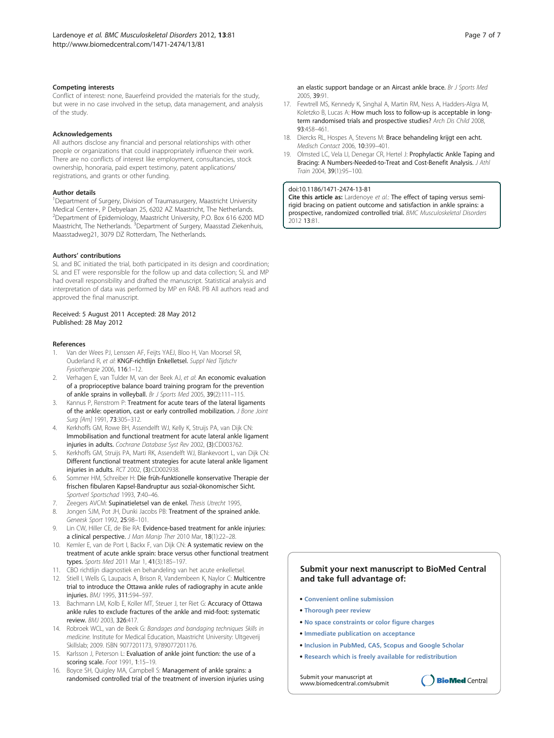### Competing interests

Conflict of interest: none, Bauerfeind provided the materials for the study, but were in no case involved in the setup, data management, and analysis of the study.

### Acknowledgements

All authors disclose any financial and personal relationships with other people or organizations that could inappropriately influence their work. There are no conflicts of interest like employment, consultancies, stock ownership, honoraria, paid expert testimony, patent applications/ registrations, and grants or other funding.

### Author details

[1]Department of Surgery, Division of Traumasurgery, Maastricht University Medical Center+, P Debyelaan 25, 6202 AZ Maastricht, The Netherlands. [2]Department of Epidemiology, Maastricht University, P.O. Box 616 6200 MD Maastricht, The Netherlands. [3]Department of Surgery, Maasstad Ziekenhuis, Maasstadweg21, 3079 DZ Rotterdam, The Netherlands.

### Authors' contributions

SL and BC initiated the trial, both participated in its design and coordination; SL and ET were responsible for the follow up and data collection; SL and MP had overall responsibility and drafted the manuscript. Statistical analysis and interpretation of data was performed by MP en RAB. PB All authors read and approved the final manuscript.

Received: 5 August 2011 Accepted: 28 May 2012
Published: 28 May 2012

### References

1. Van der Wees PJ, Lenssen AF, Feijts YAEJ, Bloo H, Van Moorsel SR, Ouderland R, *et al*: **KNGF-richtlijn Enkelletsel.** *Suppl Ned Tijdschr Fysiotherapie* 2006, **116**:1–12.
2. Verhagen E, van Tulder M, van der Beek AJ, *et al*: **An economic evaluation of a proprioceptive balance board training program for the prevention of ankle sprains in volleyball.** *Br J Sports Med* 2005, **39**(2):111–115.
3. Kannus P, Renstrom P: **Treatment for acute tears of the lateral ligaments of the ankle: operation, cast or early controlled mobilization.** *J Bone Joint Surg [Am]* 1991, **73**:305–312.
4. Kerkhoffs GM, Rowe BH, Assendelft WJ, Kelly K, Struijs PA, van Dijk CN: **Immobilisation and functional treatment for acute lateral ankle ligament injuries in adults.** *Cochrane Database Syst Rev* 2002, **(3)**:CD003762.
5. Kerkhoffs GM, Struijs PA, Marti RK, Assendelft WJ, Blankevoort L, van Dijk CN: **Different functional treatment strategies for acute lateral ankle ligament injuries in adults.** *RCT* 2002, **(3)**:CD002938.
6. Sommer HM, Schreiber H: **Die früh-funktionelle konservative Therapie der frischen fibularen Kapsel-Bandruptur aus sozial-ökonomischer Sicht.** *Sportverl Sportschad* 1993, **7**:40–46.
7. Zeegers AVCM: **Supinatieletsel van de enkel.** *Thesis Utrecht* 1995,
8. Jongen SJM, Pot JH, Dunki Jacobs PB: **Treatment of the sprained ankle.** *Geneesk Sport* 1992, **25**:98–101.
9. Lin CW, Hiller CE, de Bie RA: **Evidence-based treatment for ankle injuries: a clinical perspective.** *J Man Manip Ther* 2010 Mar, **18**(1):22–28.
10. Kemler E, van de Port I, Backx F, van Dijk CN: **A systematic review on the treatment of acute ankle sprain: brace versus other functional treatment types.** *Sports Med* 2011 Mar 1, **41**(3):185–197.
11. CBO richtlijn diagnostiek en behandeling van het acute enkelletsel.
12. Stiell I, Wells G, Laupacis A, Brison R, Vandembeen K, Naylor C: **Multicentre trial to introduce the Ottawa ankle rules of radiography in acute ankle injuries.** *BMJ* 1995, **311**:594–597.
13. Bachmann LM, Kolb E, Koller MT, Steuer J, ter Riet G: **Accuracy of Ottawa ankle rules to exclude fractures of the ankle and mid-foot: systematic review.** *BMJ* 2003, **326**:417.
14. Robroek WCL, van de Beek G: *Bandages and bandaging techniques Skills in medicine.* Institute for Medical Education, Maastricht University: Ultgeverij Skillslab; 2009. ISBN 9077201173, 9789077201176.
15. Karlsson J, Peterson L: **Evaluation of ankle joint function: the use of a scoring scale.** *Foot* 1991, **1**:15–19.
16. Boyce SH, Quigley MA, Campbell S: **Management of ankle sprains: a randomised controlled trial of the treatment of inversion injuries using an elastic support bandage or an Aircast ankle brace.** *Br J Sports Med* 2005, **39**:91.
17. Fewtrell MS, Kennedy K, Singhal A, Martin RM, Ness A, Hadders-Algra M, Koletzko B, Lucas A: **How much loss to follow-up is acceptable in long-term randomised trials and prospective studies?** *Arch Dis Child* 2008, **93**:458–461.
18. Diercks RL, Hospes A, Stevens M: **Brace behandeling krijgt een acht.** *Medisch Contact* 2006, **10**:399–401.
19. Olmsted LC, Vela LI, Denegar CR, Hertel J: **Prophylactic Ankle Taping and Bracing: A Numbers-Needed-to-Treat and Cost-Benefit Analysis.** *J Athl Train* 2004, **39**(1):95–100.

doi:10.1186/1471-2474-13-81

**Cite this article as:** Lardenoye *et al.*: The effect of taping versus semi-rigid bracing on patient outcome and satisfaction in ankle sprains: a prospective, randomized controlled trial. *BMC Musculoskeletal Disorders* 2012 **13**:81.

**Submit your next manuscript to BioMed Central and take full advantage of:**

- Convenient online submission
- Thorough peer review
- No space constraints or color figure charges
- Immediate publication on acceptance
- Inclusion in PubMed, CAS, Scopus and Google Scholar
- Research which is freely available for redistribution

Submit your manuscript at www.biomedcentral.com/submit

BioMed Central